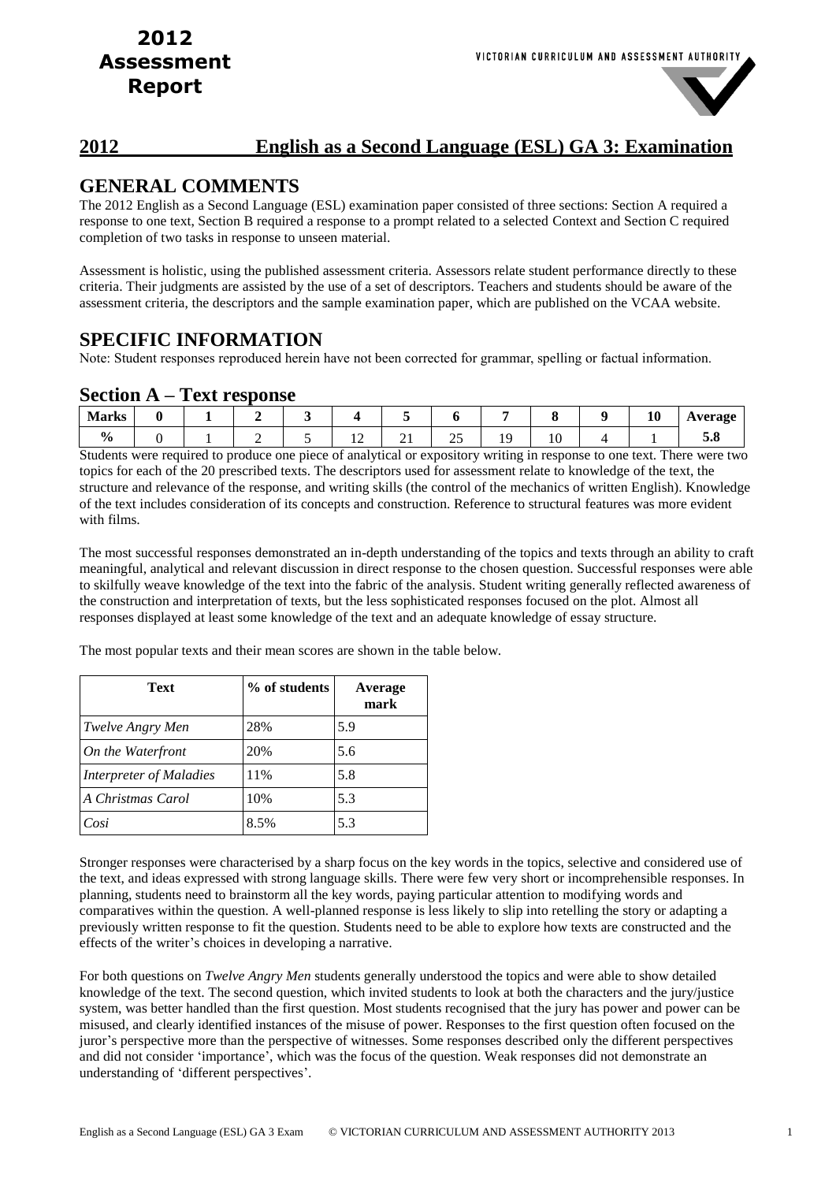# 2012 Assessment Report

## 2012 English as a Second Language (ESL) GA 3: Examination

## GENERAL COMMENTS

The 2012 English as a Second Language (ESL) examination paper consisted of three sections: Section A required a response to one text, Section B required a response to a prompt related to a selected Context and Section C required completion of two tasks in response to unseen material.

Assessment is holistic, using the published assessment criteria. Assessors relate student performance directly to these criteria. Their judgments are assisted by the use of a set of descriptors. Teachers and students should be aware of the assessment criteria, the descriptors and the sample examination paper, which are published on the VCAA website.

## SPECIFIC INFORMATION

Note: Student responses reproduced herein have not been corrected for grammar, spelling or factual information.

### Section A – Text response

| Marks | 0 | 1 | 2 | 3 | 4 | 5 | 6 | 7 | 8 | 9 | 10 | Average |
|---|---|---|---|---|---|---|---|---|---|---|---|---|
| % | 0 | 1 | 2 | 5 | 12 | 21 | 25 | 19 | 10 | 4 | 1 | 5.8 |

Students were required to produce one piece of analytical or expository writing in response to one text. There were two topics for each of the 20 prescribed texts. The descriptors used for assessment relate to knowledge of the text, the structure and relevance of the response, and writing skills (the control of the mechanics of written English). Knowledge of the text includes consideration of its concepts and construction. Reference to structural features was more evident with films.

The most successful responses demonstrated an in-depth understanding of the topics and texts through an ability to craft meaningful, analytical and relevant discussion in direct response to the chosen question. Successful responses were able to skilfully weave knowledge of the text into the fabric of the analysis. Student writing generally reflected awareness of the construction and interpretation of texts, but the less sophisticated responses focused on the plot. Almost all responses displayed at least some knowledge of the text and an adequate knowledge of essay structure.

The most popular texts and their mean scores are shown in the table below.

| Text | % of students | Average mark |
|---|---|---|
| *Twelve Angry Men* | 28% | 5.9 |
| *On the Waterfront* | 20% | 5.6 |
| *Interpreter of Maladies* | 11% | 5.8 |
| *A Christmas Carol* | 10% | 5.3 |
| *Cosi* | 8.5% | 5.3 |

Stronger responses were characterised by a sharp focus on the key words in the topics, selective and considered use of the text, and ideas expressed with strong language skills. There were few very short or incomprehensible responses. In planning, students need to brainstorm all the key words, paying particular attention to modifying words and comparatives within the question. A well-planned response is less likely to slip into retelling the story or adapting a previously written response to fit the question. Students need to be able to explore how texts are constructed and the effects of the writer's choices in developing a narrative.

For both questions on *Twelve Angry Men* students generally understood the topics and were able to show detailed knowledge of the text. The second question, which invited students to look at both the characters and the jury/justice system, was better handled than the first question. Most students recognised that the jury has power and power can be misused, and clearly identified instances of the misuse of power. Responses to the first question often focused on the juror's perspective more than the perspective of witnesses. Some responses described only the different perspectives and did not consider 'importance', which was the focus of the question. Weak responses did not demonstrate an understanding of 'different perspectives'.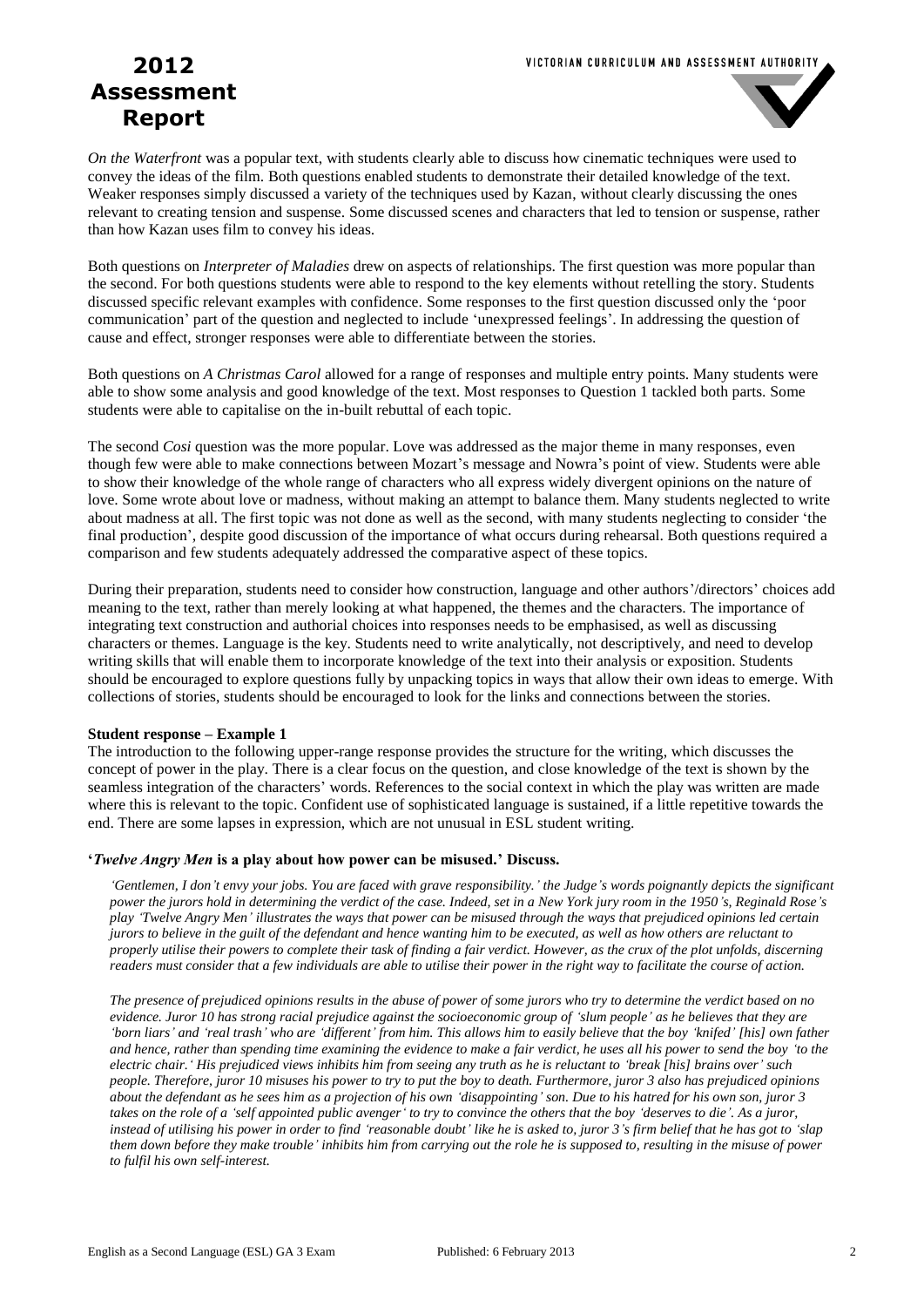*On the Waterfront* was a popular text, with students clearly able to discuss how cinematic techniques were used to convey the ideas of the film. Both questions enabled students to demonstrate their detailed knowledge of the text. Weaker responses simply discussed a variety of the techniques used by Kazan, without clearly discussing the ones relevant to creating tension and suspense. Some discussed scenes and characters that led to tension or suspense, rather than how Kazan uses film to convey his ideas.

Both questions on *Interpreter of Maladies* drew on aspects of relationships. The first question was more popular than the second. For both questions students were able to respond to the key elements without retelling the story. Students discussed specific relevant examples with confidence. Some responses to the first question discussed only the 'poor communication' part of the question and neglected to include 'unexpressed feelings'. In addressing the question of cause and effect, stronger responses were able to differentiate between the stories.

Both questions on *A Christmas Carol* allowed for a range of responses and multiple entry points. Many students were able to show some analysis and good knowledge of the text. Most responses to Question 1 tackled both parts. Some students were able to capitalise on the in-built rebuttal of each topic.

The second *Cosi* question was the more popular. Love was addressed as the major theme in many responses, even though few were able to make connections between Mozart's message and Nowra's point of view. Students were able to show their knowledge of the whole range of characters who all express widely divergent opinions on the nature of love. Some wrote about love or madness, without making an attempt to balance them. Many students neglected to write about madness at all. The first topic was not done as well as the second, with many students neglecting to consider 'the final production', despite good discussion of the importance of what occurs during rehearsal. Both questions required a comparison and few students adequately addressed the comparative aspect of these topics.

During their preparation, students need to consider how construction, language and other authors'/directors' choices add meaning to the text, rather than merely looking at what happened, the themes and the characters. The importance of integrating text construction and authorial choices into responses needs to be emphasised, as well as discussing characters or themes. Language is the key. Students need to write analytically, not descriptively, and need to develop writing skills that will enable them to incorporate knowledge of the text into their analysis or exposition. Students should be encouraged to explore questions fully by unpacking topics in ways that allow their own ideas to emerge. With collections of stories, students should be encouraged to look for the links and connections between the stories.

**Student response – Example 1**

The introduction to the following upper-range response provides the structure for the writing, which discusses the concept of power in the play. There is a clear focus on the question, and close knowledge of the text is shown by the seamless integration of the characters' words. References to the social context in which the play was written are made where this is relevant to the topic. Confident use of sophisticated language is sustained, if a little repetitive towards the end. There are some lapses in expression, which are not unusual in ESL student writing.

**'*Twelve Angry Men* is a play about how power can be misused.' Discuss.**

*'Gentlemen, I don't envy your jobs. You are faced with grave responsibility.' the Judge's words poignantly depicts the significant power the jurors hold in determining the verdict of the case. Indeed, set in a New York jury room in the 1950's, Reginald Rose's play 'Twelve Angry Men' illustrates the ways that power can be misused through the ways that prejudiced opinions led certain jurors to believe in the guilt of the defendant and hence wanting him to be executed, as well as how others are reluctant to properly utilise their powers to complete their task of finding a fair verdict. However, as the crux of the plot unfolds, discerning readers must consider that a few individuals are able to utilise their power in the right way to facilitate the course of action.*

*The presence of prejudiced opinions results in the abuse of power of some jurors who try to determine the verdict based on no evidence. Juror 10 has strong racial prejudice against the socioeconomic group of 'slum people' as he believes that they are 'born liars' and 'real trash' who are 'different' from him. This allows him to easily believe that the boy 'knifed' [his] own father and hence, rather than spending time examining the evidence to make a fair verdict, he uses all his power to send the boy 'to the electric chair.' His prejudiced views inhibits him from seeing any truth as he is reluctant to 'break [his] brains over' such people. Therefore, juror 10 misuses his power to try to put the boy to death. Furthermore, juror 3 also has prejudiced opinions about the defendant as he sees him as a projection of his own 'disappointing' son. Due to his hatred for his own son, juror 3 takes on the role of a 'self appointed public avenger' to try to convince the others that the boy 'deserves to die'. As a juror, instead of utilising his power in order to find 'reasonable doubt' like he is asked to, juror 3's firm belief that he has got to 'slap them down before they make trouble' inhibits him from carrying out the role he is supposed to, resulting in the misuse of power to fulfil his own self-interest.*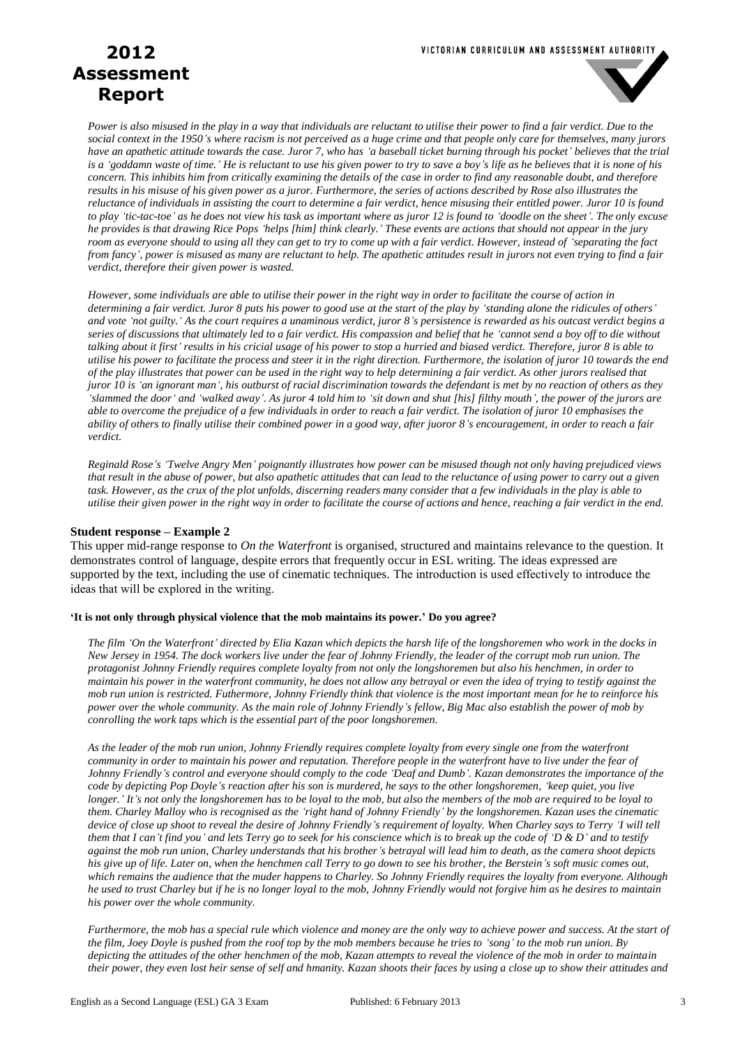*Power is also misused in the play in a way that individuals are reluctant to utilise their power to find a fair verdict. Due to the social context in the 1950's where racism is not perceived as a huge crime and that people only care for themselves, many jurors have an apathetic attitude towards the case. Juror 7, who has 'a baseball ticket burning through his pocket' believes that the trial is a 'goddamn waste of time.' He is reluctant to use his given power to try to save a boy's life as he believes that it is none of his concern. This inhibits him from critically examining the details of the case in order to find any reasonable doubt, and therefore results in his misuse of his given power as a juror. Furthermore, the series of actions described by Rose also illustrates the reluctance of individuals in assisting the court to determine a fair verdict, hence misusing their entitled power. Juror 10 is found to play 'tic-tac-toe' as he does not view his task as important where as juror 12 is found to 'doodle on the sheet'. The only excuse he provides is that drawing Rice Pops 'helps [him] think clearly.' These events are actions that should not appear in the jury room as everyone should to using all they can get to try to come up with a fair verdict. However, instead of 'separating the fact from fancy', power is misused as many are reluctant to help. The apathetic attitudes result in jurors not even trying to find a fair verdict, therefore their given power is wasted.*

*However, some individuals are able to utilise their power in the right way in order to facilitate the course of action in determining a fair verdict. Juror 8 puts his power to good use at the start of the play by 'standing alone the ridicules of others' and vote 'not guilty.' As the court requires a unaminous verdict, juror 8's persistence is rewarded as his outcast verdict begins a series of discussions that ultimately led to a fair verdict. His compassion and belief that he 'cannot send a boy off to die without talking about it first' results in his cricial usage of his power to stop a hurried and biased verdict. Therefore, juror 8 is able to utilise his power to facilitate the process and steer it in the right direction. Furthermore, the isolation of juror 10 towards the end of the play illustrates that power can be used in the right way to help determining a fair verdict. As other jurors realised that juror 10 is 'an ignorant man', his outburst of racial discrimination towards the defendant is met by no reaction of others as they 'slammed the door' and 'walked away'. As juror 4 told him to 'sit down and shut [his] filthy mouth', the power of the jurors are able to overcome the prejudice of a few individuals in order to reach a fair verdict. The isolation of juror 10 emphasises the ability of others to finally utilise their combined power in a good way, after juoror 8's encouragement, in order to reach a fair verdict.*

*Reginald Rose's 'Twelve Angry Men' poignantly illustrates how power can be misused though not only having prejudiced views that result in the abuse of power, but also apathetic attitudes that can lead to the reluctance of using power to carry out a given task. However, as the crux of the plot unfolds, discerning readers many consider that a few individuals in the play is able to utilise their given power in the right way in order to facilitate the course of actions and hence, reaching a fair verdict in the end.*

### Student response – Example 2

This upper mid-range response to *On the Waterfront* is organised, structured and maintains relevance to the question. It demonstrates control of language, despite errors that frequently occur in ESL writing. The ideas expressed are supported by the text, including the use of cinematic techniques. The introduction is used effectively to introduce the ideas that will be explored in the writing.

**'It is not only through physical violence that the mob maintains its power.' Do you agree?**

*The film 'On the Waterfront' directed by Elia Kazan which depicts the harsh life of the longshoremen who work in the docks in New Jersey in 1954. The dock workers live under the fear of Johnny Friendly, the leader of the corrupt mob run union. The protagonist Johnny Friendly requires complete loyalty from not only the longshoremen but also his henchmen, in order to maintain his power in the waterfront community, he does not allow any betrayal or even the idea of trying to testify against the mob run union is restricted. Futhermore, Johnny Friendly think that violence is the most important mean for he to reinforce his power over the whole community. As the main role of Johnny Friendly's fellow, Big Mac also establish the power of mob by conrolling the work taps which is the essential part of the poor longshoremen.*

*As the leader of the mob run union, Johnny Friendly requires complete loyalty from every single one from the waterfront community in order to maintain his power and reputation. Therefore people in the waterfront have to live under the fear of Johnny Friendly's control and everyone should comply to the code 'Deaf and Dumb'. Kazan demonstrates the importance of the code by depicting Pop Doyle's reaction after his son is murdered, he says to the other longshoremen, 'keep quiet, you live longer.' It's not only the longshoremen has to be loyal to the mob, but also the members of the mob are required to be loyal to them. Charley Malloy who is recognised as the 'right hand of Johnny Friendly' by the longshoremen. Kazan uses the cinematic device of close up shoot to reveal the desire of Johnny Friendly's requirement of loyalty. When Charley says to Terry 'I will tell them that I can't find you' and lets Terry go to seek for his conscience which is to break up the code of 'D & D' and to testify against the mob run union, Charley understands that his brother's betrayal will lead him to death, as the camera shoot depicts his give up of life. Later on, when the henchmen call Terry to go down to see his brother, the Berstein's soft music comes out, which remains the audience that the muder happens to Charley. So Johnny Friendly requires the loyalty from everyone. Although he used to trust Charley but if he is no longer loyal to the mob, Johnny Friendly would not forgive him as he desires to maintain his power over the whole community.*

*Furthermore, the mob has a special rule which violence and money are the only way to achieve power and success. At the start of the film, Joey Doyle is pushed from the roof top by the mob members because he tries to 'song' to the mob run union. By depicting the attitudes of the other henchmen of the mob, Kazan attempts to reveal the violence of the mob in order to maintain their power, they even lost heir sense of self and hmanity. Kazan shoots their faces by using a close up to show their attitudes and*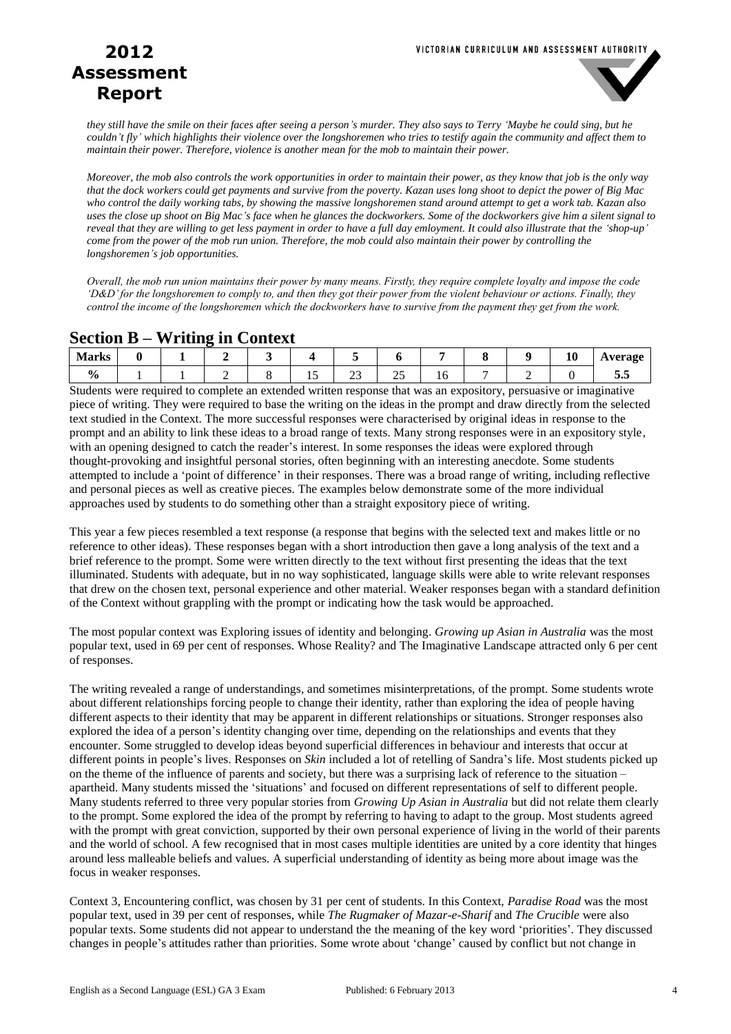*they still have the smile on their faces after seeing a person's murder. They also says to Terry 'Maybe he could sing, but he couldn't fly' which highlights their violence over the longshoremen who tries to testify again the community and affect them to maintain their power. Therefore, violence is another mean for the mob to maintain their power.*

*Moreover, the mob also controls the work opportunities in order to maintain their power, as they know that job is the only way that the dock workers could get payments and survive from the poverty. Kazan uses long shoot to depict the power of Big Mac who control the daily working tabs, by showing the massive longshoremen stand around attempt to get a work tab. Kazan also uses the close up shoot on Big Mac's face when he glances the dockworkers. Some of the dockworkers give him a silent signal to reveal that they are willing to get less payment in order to have a full day emloyment. It could also illustrate that the 'shop-up' come from the power of the mob run union. Therefore, the mob could also maintain their power by controlling the longshoremen's job opportunities.*

*Overall, the mob run union maintains their power by many means. Firstly, they require complete loyalty and impose the code 'D&D' for the longshoremen to comply to, and then they got their power from the violent behaviour or actions. Finally, they control the income of the longshoremen which the dockworkers have to survive from the payment they get from the work.*

## Section B – Writing in Context

| Marks | 0 | 1 | 2 | 3 | 4 | 5 | 6 | 7 | 8 | 9 | 10 | Average |
|---|---|---|---|---|---|---|---|---|---|---|---|---|
| % | 1 | 1 | 2 | 8 | 15 | 23 | 25 | 16 | 7 | 2 | 0 | 5.5 |

Students were required to complete an extended written response that was an expository, persuasive or imaginative piece of writing. They were required to base the writing on the ideas in the prompt and draw directly from the selected text studied in the Context. The more successful responses were characterised by original ideas in response to the prompt and an ability to link these ideas to a broad range of texts. Many strong responses were in an expository style, with an opening designed to catch the reader's interest. In some responses the ideas were explored through thought-provoking and insightful personal stories, often beginning with an interesting anecdote. Some students attempted to include a 'point of difference' in their responses. There was a broad range of writing, including reflective and personal pieces as well as creative pieces. The examples below demonstrate some of the more individual approaches used by students to do something other than a straight expository piece of writing.

This year a few pieces resembled a text response (a response that begins with the selected text and makes little or no reference to other ideas). These responses began with a short introduction then gave a long analysis of the text and a brief reference to the prompt. Some were written directly to the text without first presenting the ideas that the text illuminated. Students with adequate, but in no way sophisticated, language skills were able to write relevant responses that drew on the chosen text, personal experience and other material. Weaker responses began with a standard definition of the Context without grappling with the prompt or indicating how the task would be approached.

The most popular context was Exploring issues of identity and belonging. *Growing up Asian in Australia* was the most popular text, used in 69 per cent of responses. Whose Reality? and The Imaginative Landscape attracted only 6 per cent of responses.

The writing revealed a range of understandings, and sometimes misinterpretations, of the prompt. Some students wrote about different relationships forcing people to change their identity, rather than exploring the idea of people having different aspects to their identity that may be apparent in different relationships or situations. Stronger responses also explored the idea of a person's identity changing over time, depending on the relationships and events that they encounter. Some struggled to develop ideas beyond superficial differences in behaviour and interests that occur at different points in people's lives. Responses on *Skin* included a lot of retelling of Sandra's life. Most students picked up on the theme of the influence of parents and society, but there was a surprising lack of reference to the situation – apartheid. Many students missed the 'situations' and focused on different representations of self to different people. Many students referred to three very popular stories from *Growing Up Asian in Australia* but did not relate them clearly to the prompt. Some explored the idea of the prompt by referring to having to adapt to the group. Most students agreed with the prompt with great conviction, supported by their own personal experience of living in the world of their parents and the world of school. A few recognised that in most cases multiple identities are united by a core identity that hinges around less malleable beliefs and values. A superficial understanding of identity as being more about image was the focus in weaker responses.

Context 3, Encountering conflict, was chosen by 31 per cent of students. In this Context, *Paradise Road* was the most popular text, used in 39 per cent of responses, while *The Rugmaker of Mazar-e-Sharif* and *The Crucible* were also popular texts. Some students did not appear to understand the the meaning of the key word 'priorities'. They discussed changes in people's attitudes rather than priorities. Some wrote about 'change' caused by conflict but not change in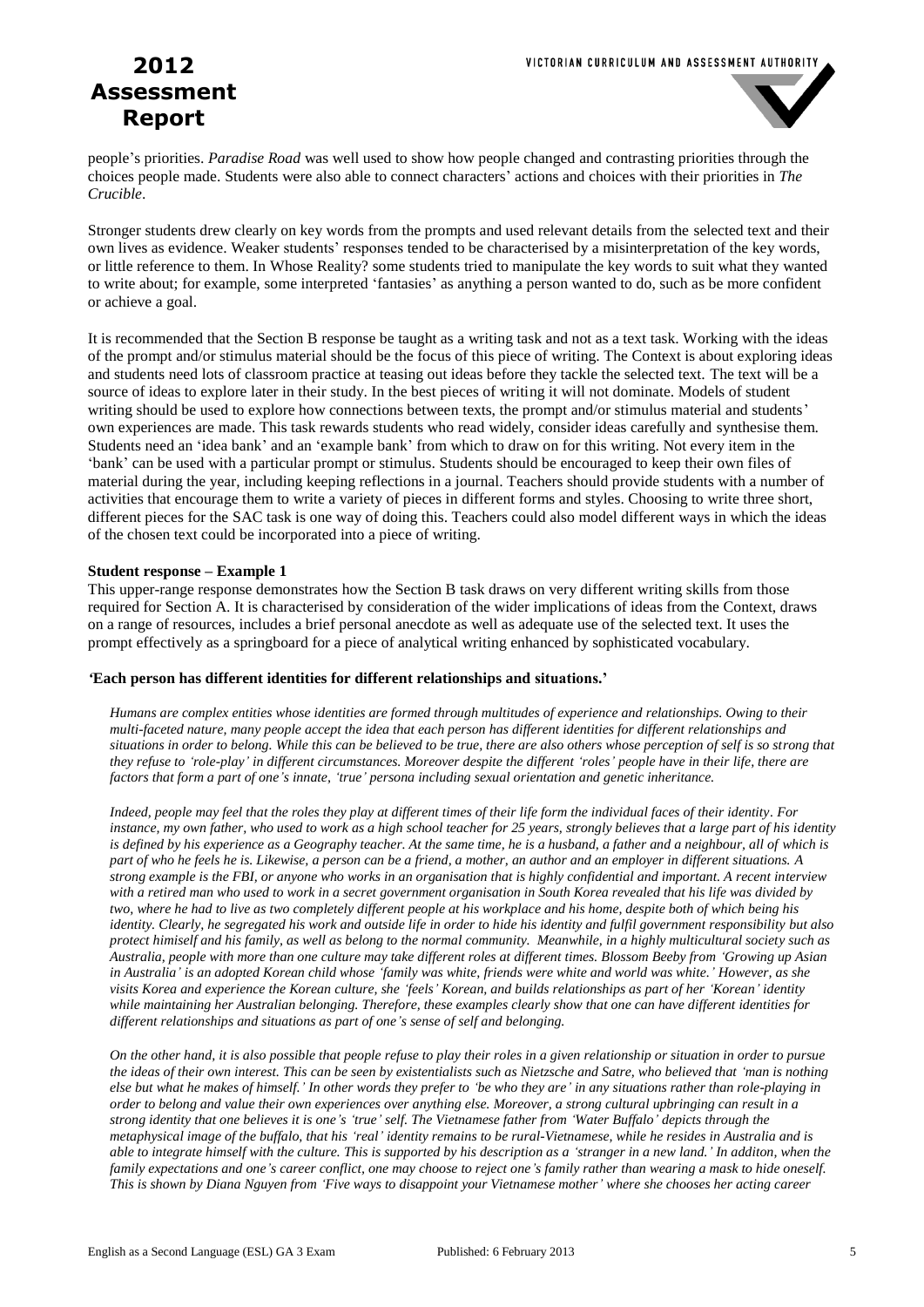people's priorities. *Paradise Road* was well used to show how people changed and contrasting priorities through the choices people made. Students were also able to connect characters' actions and choices with their priorities in *The Crucible*.

Stronger students drew clearly on key words from the prompts and used relevant details from the selected text and their own lives as evidence. Weaker students' responses tended to be characterised by a misinterpretation of the key words, or little reference to them. In Whose Reality? some students tried to manipulate the key words to suit what they wanted to write about; for example, some interpreted 'fantasies' as anything a person wanted to do, such as be more confident or achieve a goal.

It is recommended that the Section B response be taught as a writing task and not as a text task. Working with the ideas of the prompt and/or stimulus material should be the focus of this piece of writing. The Context is about exploring ideas and students need lots of classroom practice at teasing out ideas before they tackle the selected text. The text will be a source of ideas to explore later in their study. In the best pieces of writing it will not dominate. Models of student writing should be used to explore how connections between texts, the prompt and/or stimulus material and students' own experiences are made. This task rewards students who read widely, consider ideas carefully and synthesise them. Students need an 'idea bank' and an 'example bank' from which to draw on for this writing. Not every item in the 'bank' can be used with a particular prompt or stimulus. Students should be encouraged to keep their own files of material during the year, including keeping reflections in a journal. Teachers should provide students with a number of activities that encourage them to write a variety of pieces in different forms and styles. Choosing to write three short, different pieces for the SAC task is one way of doing this. Teachers could also model different ways in which the ideas of the chosen text could be incorporated into a piece of writing.

**Student response – Example 1**

This upper-range response demonstrates how the Section B task draws on very different writing skills from those required for Section A. It is characterised by consideration of the wider implications of ideas from the Context, draws on a range of resources, includes a brief personal anecdote as well as adequate use of the selected text. It uses the prompt effectively as a springboard for a piece of analytical writing enhanced by sophisticated vocabulary.

**'Each person has different identities for different relationships and situations.'**

*Humans are complex entities whose identities are formed through multitudes of experience and relationships. Owing to their multi-faceted nature, many people accept the idea that each person has different identities for different relationships and situations in order to belong. While this can be believed to be true, there are also others whose perception of self is so strong that they refuse to 'role-play' in different circumstances. Moreover despite the different 'roles' people have in their life, there are factors that form a part of one's innate, 'true' persona including sexual orientation and genetic inheritance.*

*Indeed, people may feel that the roles they play at different times of their life form the individual faces of their identity. For instance, my own father, who used to work as a high school teacher for 25 years, strongly believes that a large part of his identity is defined by his experience as a Geography teacher. At the same time, he is a husband, a father and a neighbour, all of which is part of who he feels he is. Likewise, a person can be a friend, a mother, an author and an employer in different situations. A strong example is the FBI, or anyone who works in an organisation that is highly confidential and important. A recent interview with a retired man who used to work in a secret government organisation in South Korea revealed that his life was divided by two, where he had to live as two completely different people at his workplace and his home, despite both of which being his identity. Clearly, he segregated his work and outside life in order to hide his identity and fulfil government responsibility but also protect himiself and his family, as well as belong to the normal community. Meanwhile, in a highly multicultural society such as Australia, people with more than one culture may take different roles at different times. Blossom Beeby from 'Growing up Asian in Australia' is an adopted Korean child whose 'family was white, friends were white and world was white.' However, as she visits Korea and experience the Korean culture, she 'feels' Korean, and builds relationships as part of her 'Korean' identity while maintaining her Australian belonging. Therefore, these examples clearly show that one can have different identities for different relationships and situations as part of one's sense of self and belonging.*

*On the other hand, it is also possible that people refuse to play their roles in a given relationship or situation in order to pursue the ideas of their own interest. This can be seen by existentialists such as Nietzsche and Satre, who believed that 'man is nothing else but what he makes of himself.' In other words they prefer to 'be who they are' in any situations rather than role-playing in order to belong and value their own experiences over anything else. Moreover, a strong cultural upbringing can result in a strong identity that one believes it is one's 'true' self. The Vietnamese father from 'Water Buffalo' depicts through the metaphysical image of the buffalo, that his 'real' identity remains to be rural-Vietnamese, while he resides in Australia and is able to integrate himself with the culture. This is supported by his description as a 'stranger in a new land.' In additon, when the family expectations and one's career conflict, one may choose to reject one's family rather than wearing a mask to hide oneself. This is shown by Diana Nguyen from 'Five ways to disappoint your Vietnamese mother' where she chooses her acting career*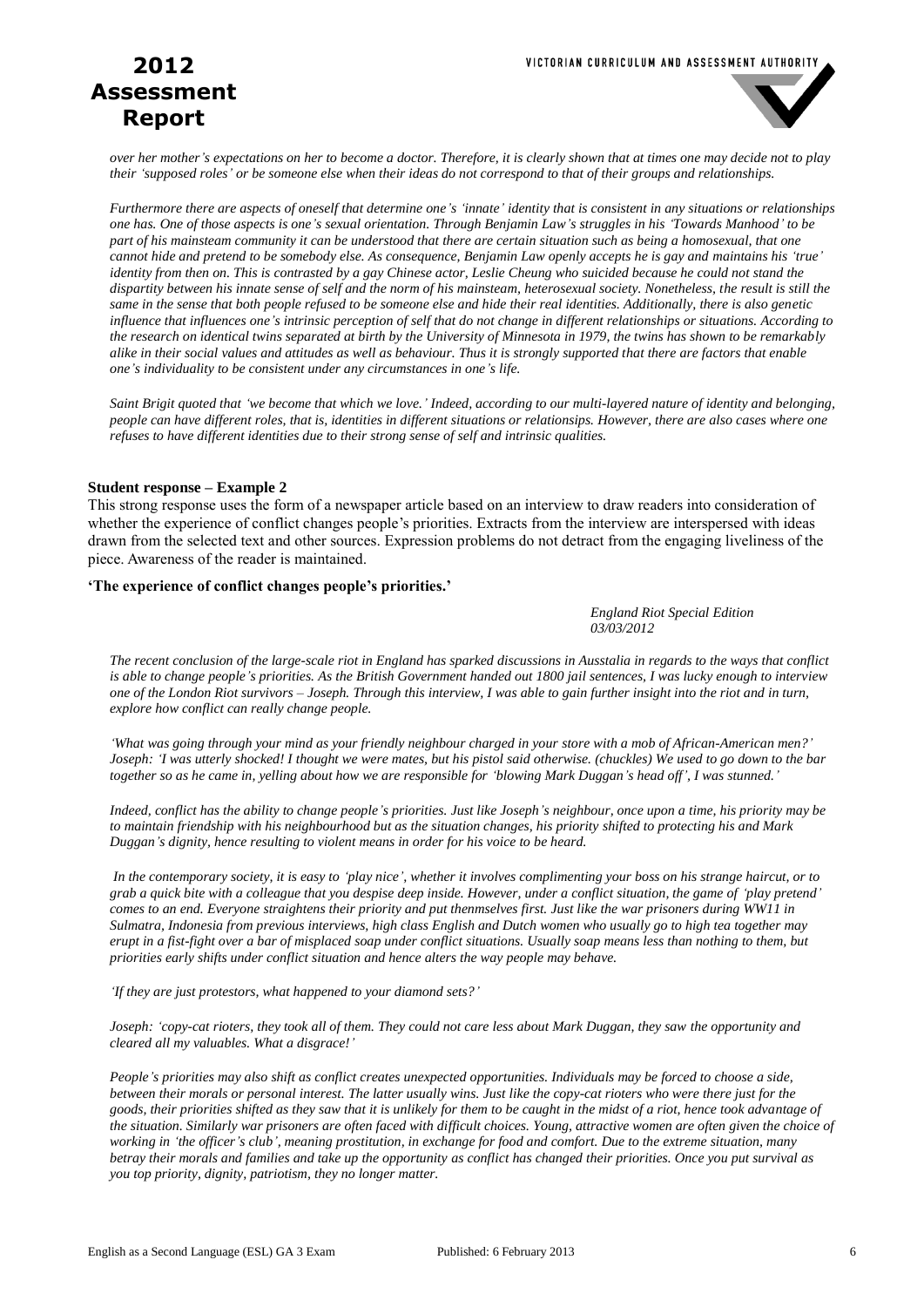*over her mother's expectations on her to become a doctor. Therefore, it is clearly shown that at times one may decide not to play their 'supposed roles' or be someone else when their ideas do not correspond to that of their groups and relationships.*

*Furthermore there are aspects of oneself that determine one's 'innate' identity that is consistent in any situations or relationships one has. One of those aspects is one's sexual orientation. Through Benjamin Law's struggles in his 'Towards Manhood' to be part of his mainsteam community it can be understood that there are certain situation such as being a homosexual, that one cannot hide and pretend to be somebody else. As consequence, Benjamin Law openly accepts he is gay and maintains his 'true' identity from then on. This is contrasted by a gay Chinese actor, Leslie Cheung who suicided because he could not stand the dispartity between his innate sense of self and the norm of his mainsteam, heterosexual society. Nonetheless, the result is still the same in the sense that both people refused to be someone else and hide their real identities. Additionally, there is also genetic influence that influences one's intrinsic perception of self that do not change in different relationships or situations. According to the research on identical twins separated at birth by the University of Minnesota in 1979, the twins has shown to be remarkably alike in their social values and attitudes as well as behaviour. Thus it is strongly supported that there are factors that enable one's individuality to be consistent under any circumstances in one's life.*

*Saint Brigit quoted that 'we become that which we love.' Indeed, according to our multi-layered nature of identity and belonging, people can have different roles, that is, identities in different situations or relationsips. However, there are also cases where one refuses to have different identities due to their strong sense of self and intrinsic qualities.*

**Student response – Example 2**

This strong response uses the form of a newspaper article based on an interview to draw readers into consideration of whether the experience of conflict changes people's priorities. Extracts from the interview are interspersed with ideas drawn from the selected text and other sources. Expression problems do not detract from the engaging liveliness of the piece. Awareness of the reader is maintained.

**'The experience of conflict changes people's priorities.'**

*England Riot Special Edition*
*03/03/2012*

*The recent conclusion of the large-scale riot in England has sparked discussions in Ausstalia in regards to the ways that conflict is able to change people's priorities. As the British Government handed out 1800 jail sentences, I was lucky enough to interview one of the London Riot survivors – Joseph. Through this interview, I was able to gain further insight into the riot and in turn, explore how conflict can really change people.*

*'What was going through your mind as your friendly neighbour charged in your store with a mob of African-American men?' Joseph: 'I was utterly shocked! I thought we were mates, but his pistol said otherwise. (chuckles) We used to go down to the bar together so as he came in, yelling about how we are responsible for 'blowing Mark Duggan's head off', I was stunned.'*

*Indeed, conflict has the ability to change people's priorities. Just like Joseph's neighbour, once upon a time, his priority may be to maintain friendship with his neighbourhood but as the situation changes, his priority shifted to protecting his and Mark Duggan's dignity, hence resulting to violent means in order for his voice to be heard.*

*In the contemporary society, it is easy to 'play nice', whether it involves complimenting your boss on his strange haircut, or to grab a quick bite with a colleague that you despise deep inside. However, under a conflict situation, the game of 'play pretend' comes to an end. Everyone straightens their priority and put thenmselves first. Just like the war prisoners during WW11 in Sulmatra, Indonesia from previous interviews, high class English and Dutch women who usually go to high tea together may erupt in a fist-fight over a bar of misplaced soap under conflict situations. Usually soap means less than nothing to them, but priorities early shifts under conflict situation and hence alters the way people may behave.*

*'If they are just protestors, what happened to your diamond sets?'*

*Joseph: 'copy-cat rioters, they took all of them. They could not care less about Mark Duggan, they saw the opportunity and cleared all my valuables. What a disgrace!'*

*People's priorities may also shift as conflict creates unexpected opportunities. Individuals may be forced to choose a side, between their morals or personal interest. The latter usually wins. Just like the copy-cat rioters who were there just for the goods, their priorities shifted as they saw that it is unlikely for them to be caught in the midst of a riot, hence took advantage of the situation. Similary war prisoners are often faced with difficult choices. Young, attractive women are often given the choice of working in 'the officer's club', meaning prostitution, in exchange for food and comfort. Due to the extreme situation, many betray their morals and families and take up the opportunity as conflict has changed their priorities. Once you put survival as you top priority, dignity, patriotism, they no longer matter.*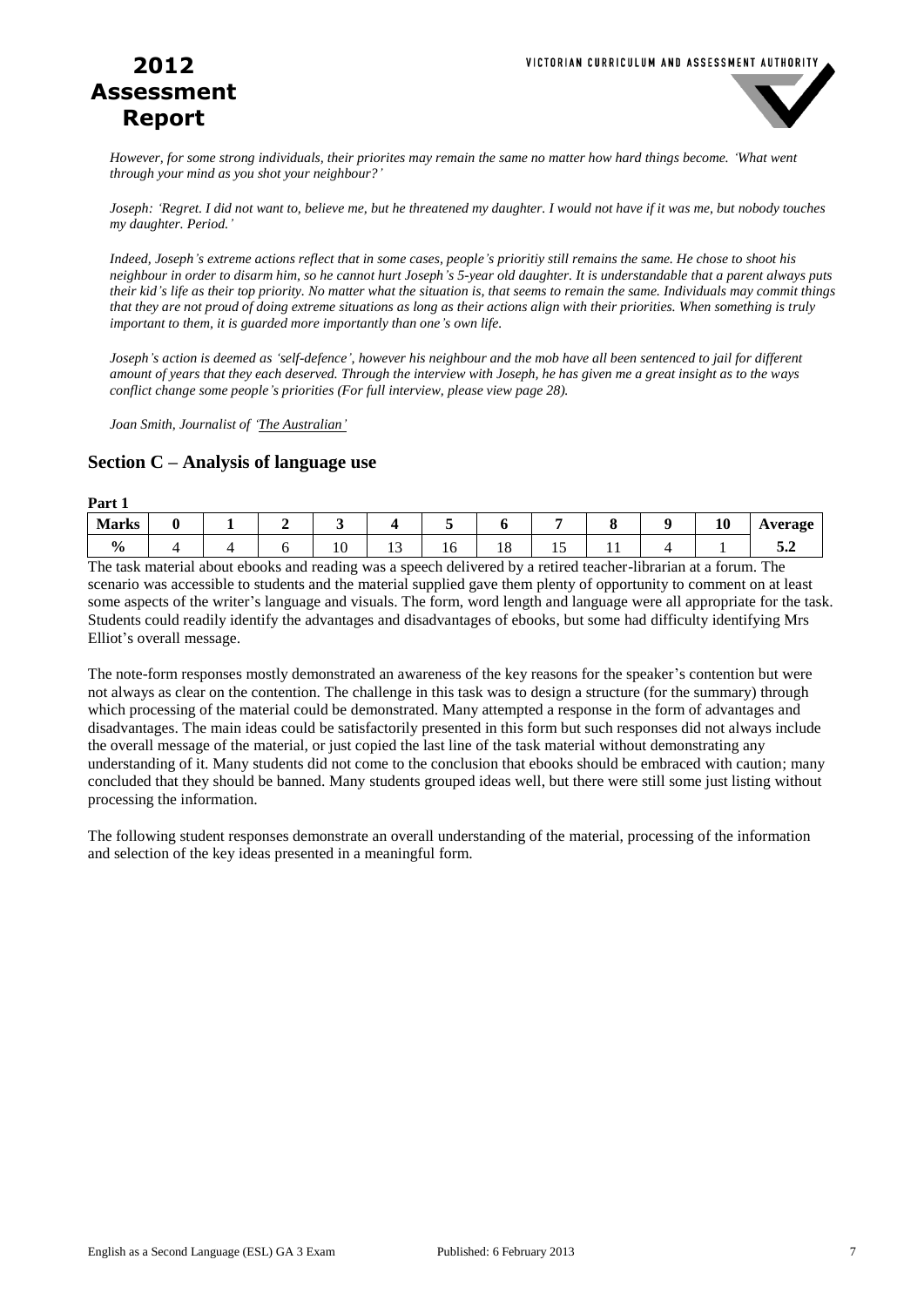*However, for some strong individuals, their priorites may remain the same no matter how hard things become. 'What went through your mind as you shot your neighbour?'*

*Joseph: 'Regret. I did not want to, believe me, but he threatened my daughter. I would not have if it was me, but nobody touches my daughter. Period.'*

*Indeed, Joseph's extreme actions reflect that in some cases, people's prioritiy still remains the same. He chose to shoot his neighbour in order to disarm him, so he cannot hurt Joseph's 5-year old daughter. It is understandable that a parent always puts their kid's life as their top priority. No matter what the situation is, that seems to remain the same. Individuals may commit things that they are not proud of doing extreme situations as long as their actions align with their priorities. When something is truly important to them, it is guarded more importantly than one's own life.*

*Joseph's action is deemed as 'self-defence', however his neighbour and the mob have all been sentenced to jail for different amount of years that they each deserved. Through the interview with Joseph, he has given me a great insight as to the ways conflict change some people's priorities (For full interview, please view page 28).*

*Joan Smith, Journalist of 'The Australian'*

## Section C – Analysis of language use

**Part 1**

| Marks | 0 | 1 | 2 | 3 | 4 | 5 | 6 | 7 | 8 | 9 | 10 | Average |
|---|---|---|---|---|---|---|---|---|---|---|---|---|
| % | 4 | 4 | 6 | 10 | 13 | 16 | 18 | 15 | 11 | 4 | 1 | 5.2 |

The task material about ebooks and reading was a speech delivered by a retired teacher-librarian at a forum. The scenario was accessible to students and the material supplied gave them plenty of opportunity to comment on at least some aspects of the writer's language and visuals. The form, word length and language were all appropriate for the task. Students could readily identify the advantages and disadvantages of ebooks, but some had difficulty identifying Mrs Elliot's overall message.

The note-form responses mostly demonstrated an awareness of the key reasons for the speaker's contention but were not always as clear on the contention. The challenge in this task was to design a structure (for the summary) through which processing of the material could be demonstrated. Many attempted a response in the form of advantages and disadvantages. The main ideas could be satisfactorily presented in this form but such responses did not always include the overall message of the material, or just copied the last line of the task material without demonstrating any understanding of it. Many students did not come to the conclusion that ebooks should be embraced with caution; many concluded that they should be banned. Many students grouped ideas well, but there were still some just listing without processing the information.

The following student responses demonstrate an overall understanding of the material, processing of the information and selection of the key ideas presented in a meaningful form.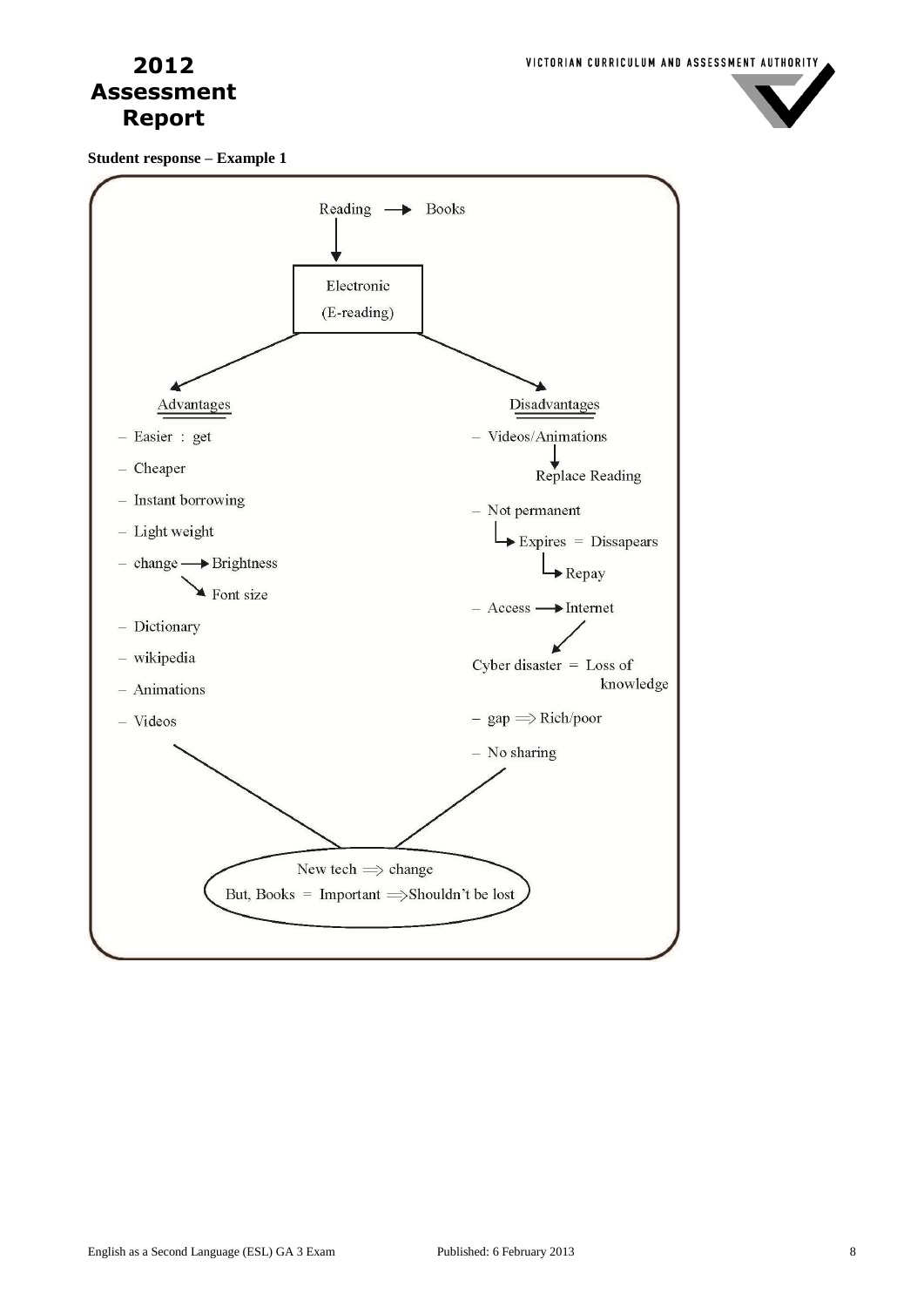**Student response – Example 1**

Reading → Books

↓

Electronic (E-reading)

**Advantages**

- Easier : get
- Cheaper
- Instant borrowing
- Light weight
- change → Brightness
  - ↘ Font size
- Dictionary
- wikipedia
- Animations
- Videos

**Disadvantages**

- Videos/Animations
  - ↓ Replace Reading
- Not permanent
  - → Expires = Dissapears
    - → Repay
- Access → Internet
  - ↙ Cyber disaster = Loss of knowledge
- gap ⟹ Rich/poor
- No sharing

New tech ⟹ change

But, Books = Important ⟹ Shouldn't be lost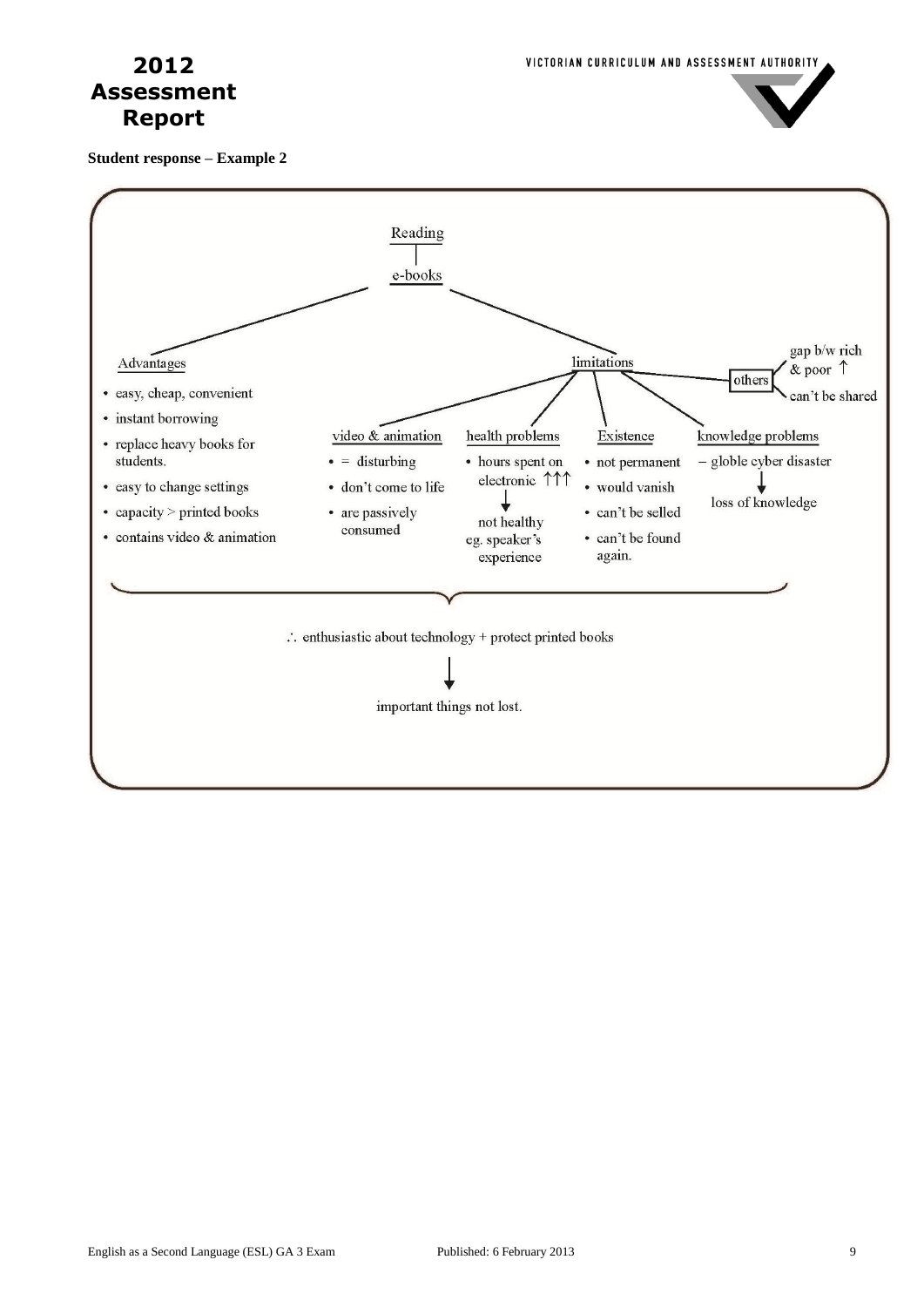**Student response – Example 2**

Reading

e-books

**Advantages**

- easy, cheap, convenient
- instant borrowing
- replace heavy books for students.
- easy to change settings
- capacity > printed books
- contains video & animation

**limitations**

others
- gap b/w rich & poor ↑
- can't be shared

video & animation
- = disturbing
- don't come to life
- are passively consumed

health problems
- hours spent on electronic ↑↑↑
  ↓
  not healthy eg. speaker's experience

Existence
- not permanent
- would vanish
- can't be selled
- can't be found again.

knowledge problems
- globle cyber disaster
  ↓
  loss of knowledge

∴ enthusiastic about technology + protect printed books

↓

important things not lost.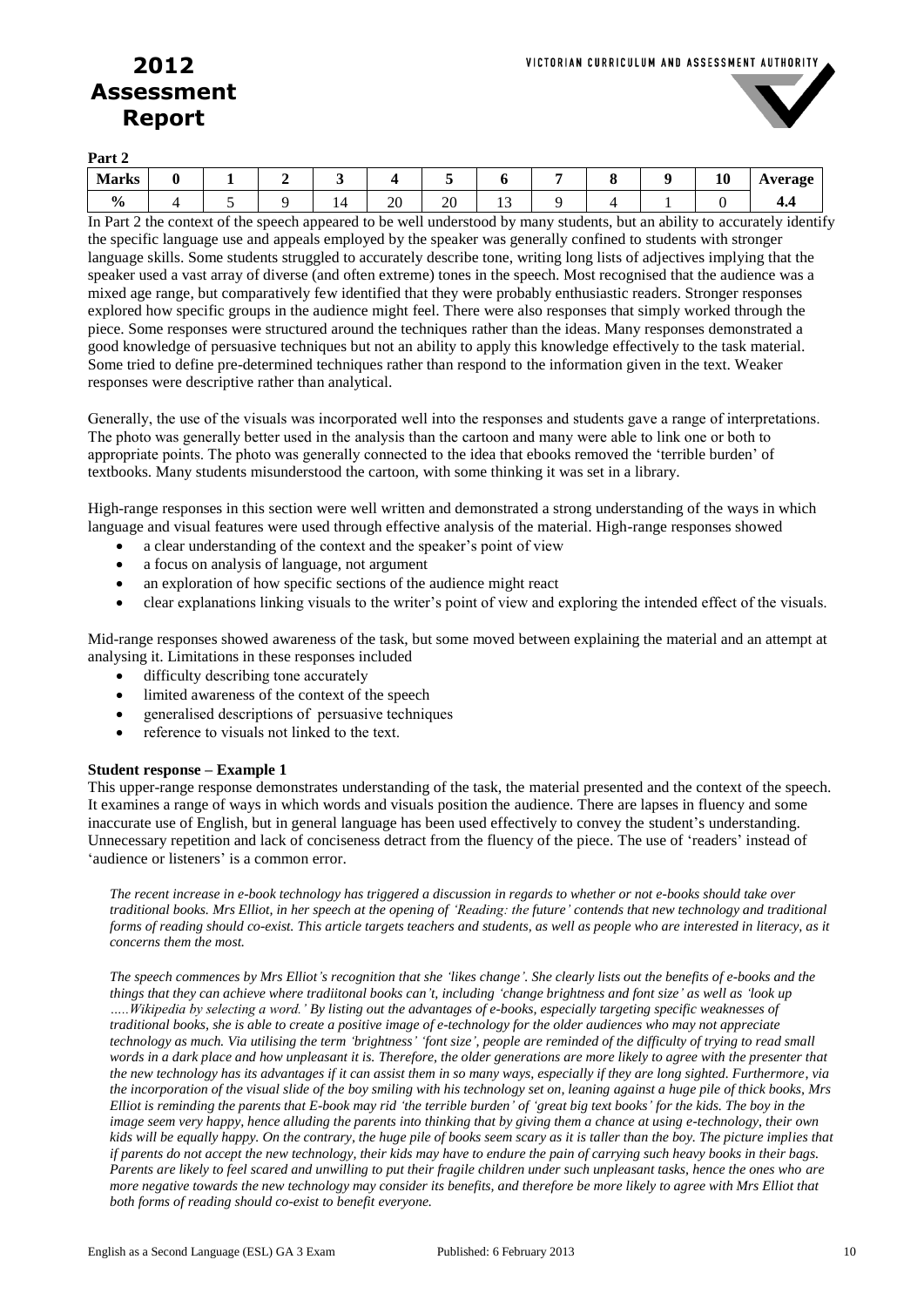**Part 2**

| Marks | 0 | 1 | 2 | 3 | 4 | 5 | 6 | 7 | 8 | 9 | 10 | Average |
|---|---|---|---|---|---|---|---|---|---|---|---|---|
| % | 4 | 5 | 9 | 14 | 20 | 20 | 13 | 9 | 4 | 1 | 0 | **4.4** |

In Part 2 the context of the speech appeared to be well understood by many students, but an ability to accurately identify the specific language use and appeals employed by the speaker was generally confined to students with stronger language skills. Some students struggled to accurately describe tone, writing long lists of adjectives implying that the speaker used a vast array of diverse (and often extreme) tones in the speech. Most recognised that the audience was a mixed age range, but comparatively few identified that they were probably enthusiastic readers. Stronger responses explored how specific groups in the audience might feel. There were also responses that simply worked through the piece. Some responses were structured around the techniques rather than the ideas. Many responses demonstrated a good knowledge of persuasive techniques but not an ability to apply this knowledge effectively to the task material. Some tried to define pre-determined techniques rather than respond to the information given in the text. Weaker responses were descriptive rather than analytical.

Generally, the use of the visuals was incorporated well into the responses and students gave a range of interpretations. The photo was generally better used in the analysis than the cartoon and many were able to link one or both to appropriate points. The photo was generally connected to the idea that ebooks removed the 'terrible burden' of textbooks. Many students misunderstood the cartoon, with some thinking it was set in a library.

High-range responses in this section were well written and demonstrated a strong understanding of the ways in which language and visual features were used through effective analysis of the material. High-range responses showed

- a clear understanding of the context and the speaker's point of view
- a focus on analysis of language, not argument
- an exploration of how specific sections of the audience might react
- clear explanations linking visuals to the writer's point of view and exploring the intended effect of the visuals.

Mid-range responses showed awareness of the task, but some moved between explaining the material and an attempt at analysing it. Limitations in these responses included

- difficulty describing tone accurately
- limited awareness of the context of the speech
- generalised descriptions of persuasive techniques
- reference to visuals not linked to the text.

**Student response – Example 1**

This upper-range response demonstrates understanding of the task, the material presented and the context of the speech. It examines a range of ways in which words and visuals position the audience. There are lapses in fluency and some inaccurate use of English, but in general language has been used effectively to convey the student's understanding. Unnecessary repetition and lack of conciseness detract from the fluency of the piece. The use of 'readers' instead of 'audience or listeners' is a common error.

*The recent increase in e-book technology has triggered a discussion in regards to whether or not e-books should take over traditional books. Mrs Elliot, in her speech at the opening of 'Reading: the future' contends that new technology and traditional forms of reading should co-exist. This article targets teachers and students, as well as people who are interested in literacy, as it concerns them the most.*

*The speech commences by Mrs Elliot's recognition that she 'likes change'. She clearly lists out the benefits of e-books and the things that they can achieve where tradiitonal books can't, including 'change brightness and font size' as well as 'look up …..Wikipedia by selecting a word.' By listing out the advantages of e-books, especially targeting specific weaknesses of traditional books, she is able to create a positive image of e-technology for the older audiences who may not appreciate technology as much. Via utilising the term 'brightness' 'font size', people are reminded of the difficulty of trying to read small words in a dark place and how unpleasant it is. Therefore, the older generations are more likely to agree with the presenter that the new technology has its advantages if it can assist them in so many ways, especially if they are long sighted. Furthermore, via the incorporation of the visual slide of the boy smiling with his technology set on, leaning against a huge pile of thick books, Mrs Elliot is reminding the parents that E-book may rid 'the terrible burden' of 'great big text books' for the kids. The boy in the image seem very happy, hence alluding the parents into thinking that by giving them a chance at using e-technology, their own kids will be equally happy. On the contrary, the huge pile of books seem scary as it is taller than the boy. The picture implies that if parents do not accept the new technology, their kids may have to endure the pain of carrying such heavy books in their bags. Parents are likely to feel scared and unwilling to put their fragile children under such unpleasant tasks, hence the ones who are more negative towards the new technology may consider its benefits, and therefore be more likely to agree with Mrs Elliot that both forms of reading should co-exist to benefit everyone.*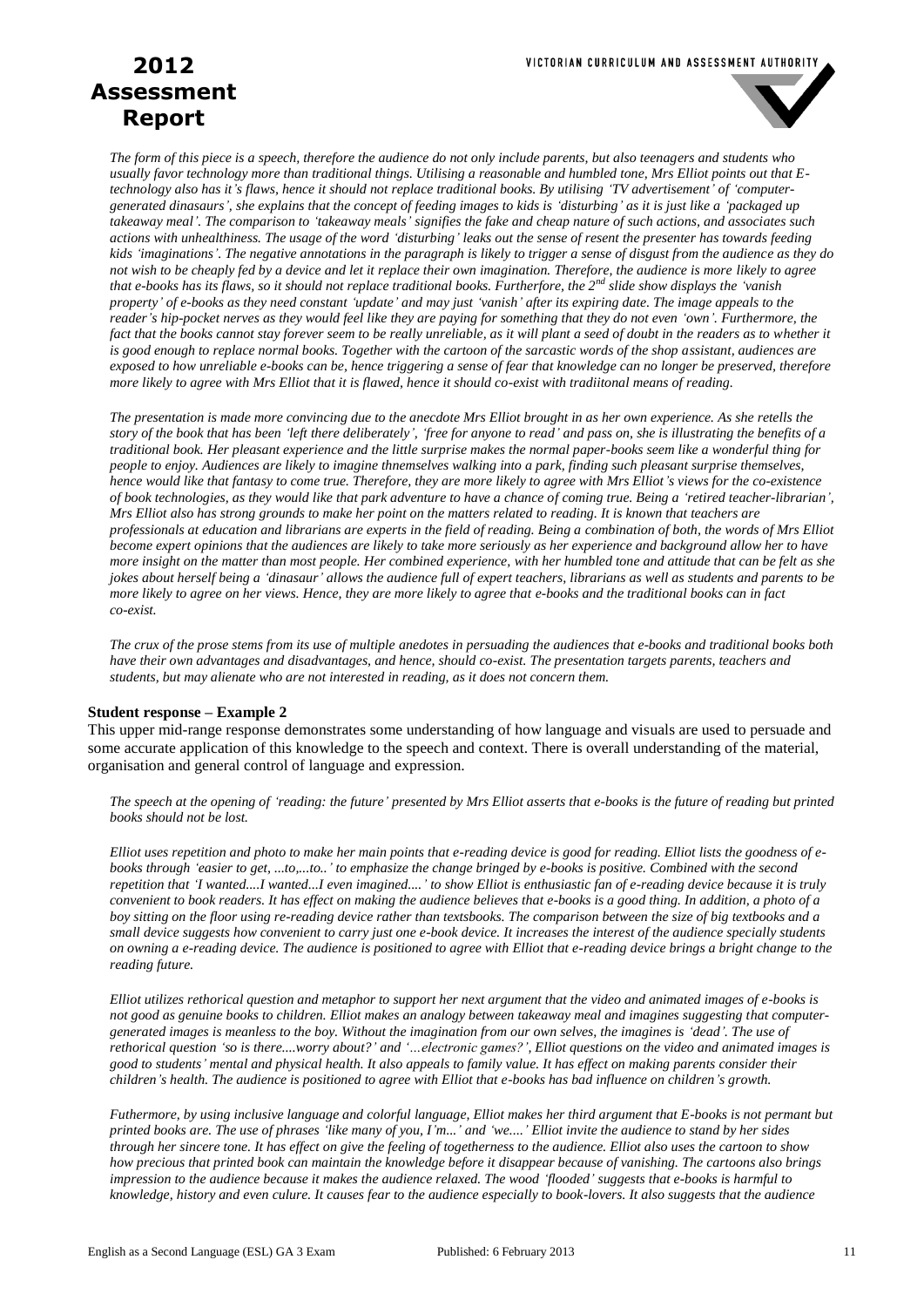*The form of this piece is a speech, therefore the audience do not only include parents, but also teenagers and students who usually favor technology more than traditional things. Utilising a reasonable and humbled tone, Mrs Elliot points out that E-technology also has it's flaws, hence it should not replace traditional books. By utilising 'TV advertisement' of 'computer-generated dinasaurs', she explains that the concept of feeding images to kids is 'disturbing' as it is just like a 'packaged up takeaway meal'. The comparison to 'takeaway meals' signifies the fake and cheap nature of such actions, and associates such actions with unhealthiness. The usage of the word 'disturbing' leaks out the sense of resent the presenter has towards feeding kids 'imaginations'. The negative annotations in the paragraph is likely to trigger a sense of disgust from the audience as they do not wish to be cheaply fed by a device and let it replace their own imagination. Therefore, the audience is more likely to agree that e-books has its flaws, so it should not replace traditional books. Furtherfore, the 2nd slide show displays the 'vanish property' of e-books as they need constant 'update' and may just 'vanish' after its expiring date. The image appeals to the reader's hip-pocket nerves as they would feel like they are paying for something that they do not even 'own'. Furthermore, the fact that the books cannot stay forever seem to be really unreliable, as it will plant a seed of doubt in the readers as to whether it is good enough to replace normal books. Together with the cartoon of the sarcastic words of the shop assistant, audiences are exposed to how unreliable e-books can be, hence triggering a sense of fear that knowledge can no longer be preserved, therefore more likely to agree with Mrs Elliot that it is flawed, hence it should co-exist with tradiitonal means of reading.*

*The presentation is made more convincing due to the anecdote Mrs Elliot brought in as her own experience. As she retells the story of the book that has been 'left there deliberately', 'free for anyone to read' and pass on, she is illustrating the benefits of a traditional book. Her pleasant experience and the little surprise makes the normal paper-books seem like a wonderful thing for people to enjoy. Audiences are likely to imagine thnemselves walking into a park, finding such pleasant surprise themselves, hence would like that fantasy to come true. Therefore, they are more likely to agree with Mrs Elliot's views for the co-existence of book technologies, as they would like that park adventure to have a chance of coming true. Being a 'retired teacher-librarian', Mrs Elliot also has strong grounds to make her point on the matters related to reading. It is known that teachers are professionals at education and librarians are experts in the field of reading. Being a combination of both, the words of Mrs Elliot become expert opinions that the audiences are likely to take more seriously as her experience and background allow her to have more insight on the matter than most people. Her combined experience, with her humbled tone and attitude that can be felt as she jokes about herself being a 'dinasaur' allows the audience full of expert teachers, librarians as well as students and parents to be more likely to agree on her views. Hence, they are more likely to agree that e-books and the traditional books can in fact co-exist.*

*The crux of the prose stems from its use of multiple anedotes in persuading the audiences that e-books and traditional books both have their own advantages and disadvantages, and hence, should co-exist. The presentation targets parents, teachers and students, but may alienate who are not interested in reading, as it does not concern them.*

**Student response – Example 2**

This upper mid-range response demonstrates some understanding of how language and visuals are used to persuade and some accurate application of this knowledge to the speech and context. There is overall understanding of the material, organisation and general control of language and expression.

*The speech at the opening of 'reading: the future' presented by Mrs Elliot asserts that e-books is the future of reading but printed books should not be lost.*

*Elliot uses repetition and photo to make her main points that e-reading device is good for reading. Elliot lists the goodness of e-books through 'easier to get, ...to,...to..' to emphasize the change bringed by e-books is positive. Combined with the second repetition that 'I wanted....I wanted...I even imagined....' to show Elliot is enthusiastic fan of e-reading device because it is truly convenient to book readers. It has effect on making the audience believes that e-books is a good thing. In addition, a photo of a boy sitting on the floor using re-reading device rather than textsbooks. The comparison between the size of big textbooks and a small device suggests how convenient to carry just one e-book device. It increases the interest of the audience specially students on owning a e-reading device. The audience is positioned to agree with Elliot that e-reading device brings a bright change to the reading future.*

*Elliot utilizes rethorical question and metaphor to support her next argument that the video and animated images of e-books is not good as genuine books to children. Elliot makes an analogy between takeaway meal and imagines suggesting that computer-generated images is meanless to the boy. Without the imagination from our own selves, the imagines is 'dead'. The use of rethorical question 'so is there....worry about?' and '…electronic games?', Elliot questions on the video and animated images is good to students' mental and physical health. It also appeals to family value. It has effect on making parents consider their children's health. The audience is positioned to agree with Elliot that e-books has bad influence on children's growth.*

*Futhermore, by using inclusive language and colorful language, Elliot makes her third argument that E-books is not permant but printed books are. The use of phrases 'like many of you, I'm...' and 'we....' Elliot invite the audience to stand by her sides through her sincere tone. It has effect on give the feeling of togetherness to the audience. Elliot also uses the cartoon to show how precious that printed book can maintain the knowledge before it disappear because of vanishing. The cartoons also brings impression to the audience because it makes the audience relaxed. The wood 'flooded' suggests that e-books is harmful to knowledge, history and even culure. It causes fear to the audience especially to book-lovers. It also suggests that the audience*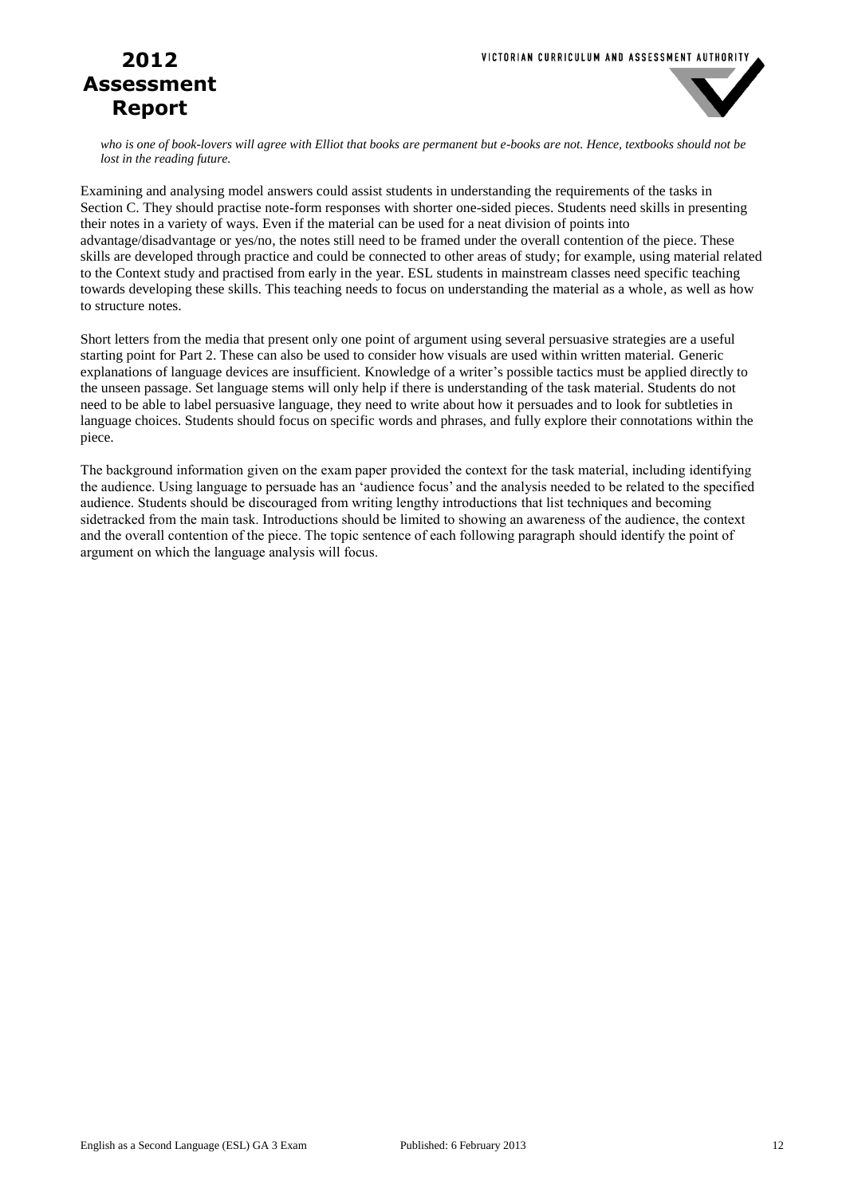*who is one of book-lovers will agree with Elliot that books are permanent but e-books are not. Hence, textbooks should not be lost in the reading future.*

Examining and analysing model answers could assist students in understanding the requirements of the tasks in Section C. They should practise note-form responses with shorter one-sided pieces. Students need skills in presenting their notes in a variety of ways. Even if the material can be used for a neat division of points into advantage/disadvantage or yes/no, the notes still need to be framed under the overall contention of the piece. These skills are developed through practice and could be connected to other areas of study; for example, using material related to the Context study and practised from early in the year. ESL students in mainstream classes need specific teaching towards developing these skills. This teaching needs to focus on understanding the material as a whole, as well as how to structure notes.

Short letters from the media that present only one point of argument using several persuasive strategies are a useful starting point for Part 2. These can also be used to consider how visuals are used within written material. Generic explanations of language devices are insufficient. Knowledge of a writer's possible tactics must be applied directly to the unseen passage. Set language stems will only help if there is understanding of the task material. Students do not need to be able to label persuasive language, they need to write about how it persuades and to look for subtleties in language choices. Students should focus on specific words and phrases, and fully explore their connotations within the piece.

The background information given on the exam paper provided the context for the task material, including identifying the audience. Using language to persuade has an 'audience focus' and the analysis needed to be related to the specified audience. Students should be discouraged from writing lengthy introductions that list techniques and becoming sidetracked from the main task. Introductions should be limited to showing an awareness of the audience, the context and the overall contention of the piece. The topic sentence of each following paragraph should identify the point of argument on which the language analysis will focus.